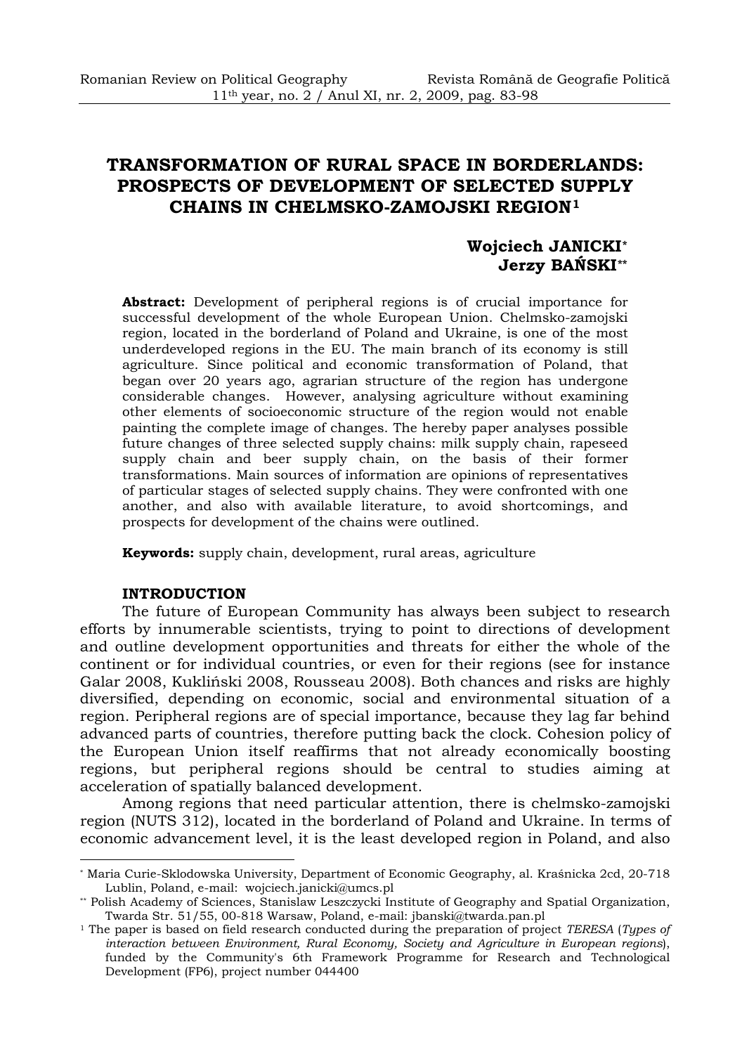# TRANSFORMATION OF RURAL SPACE IN BORDERLANDS: PROSPECTS OF DEVELOPMENT OF SELECTED SUPPLY CHAINS IN CHELMSKO-ZAMOJSKI REGION[1]

**Wojciech JANICKI**[*]
**Jerzy BAŃSKI**[**]

**Abstract:** Development of peripheral regions is of crucial importance for successful development of the whole European Union. Chelmsko-zamojski region, located in the borderland of Poland and Ukraine, is one of the most underdeveloped regions in the EU. The main branch of its economy is still agriculture. Since political and economic transformation of Poland, that began over 20 years ago, agrarian structure of the region has undergone considerable changes. However, analysing agriculture without examining other elements of socioeconomic structure of the region would not enable painting the complete image of changes. The hereby paper analyses possible future changes of three selected supply chains: milk supply chain, rapeseed supply chain and beer supply chain, on the basis of their former transformations. Main sources of information are opinions of representatives of particular stages of selected supply chains. They were confronted with one another, and also with available literature, to avoid shortcomings, and prospects for development of the chains were outlined.

**Keywords:** supply chain, development, rural areas, agriculture

## INTRODUCTION

The future of European Community has always been subject to research efforts by innumerable scientists, trying to point to directions of development and outline development opportunities and threats for either the whole of the continent or for individual countries, or even for their regions (see for instance Galar 2008, Kukliński 2008, Rousseau 2008). Both chances and risks are highly diversified, depending on economic, social and environmental situation of a region. Peripheral regions are of special importance, because they lag far behind advanced parts of countries, therefore putting back the clock. Cohesion policy of the European Union itself reaffirms that not already economically boosting regions, but peripheral regions should be central to studies aiming at acceleration of spatially balanced development.

Among regions that need particular attention, there is chelmsko-zamojski region (NUTS 312), located in the borderland of Poland and Ukraine. In terms of economic advancement level, it is the least developed region in Poland, and also

---

[*] Maria Curie-Sklodowska University, Department of Economic Geography, al. Kraśnicka 2cd, 20-718 Lublin, Poland, e-mail: wojciech.janicki@umcs.pl

[**] Polish Academy of Sciences, Stanislaw Leszczycki Institute of Geography and Spatial Organization, Twarda Str. 51/55, 00-818 Warsaw, Poland, e-mail: jbanski@twarda.pan.pl

[1] The paper is based on field research conducted during the preparation of project *TERESA* (*Types of interaction between Environment, Rural Economy, Society and Agriculture in European regions*), funded by the Community's 6th Framework Programme for Research and Technological Development (FP6), project number 044400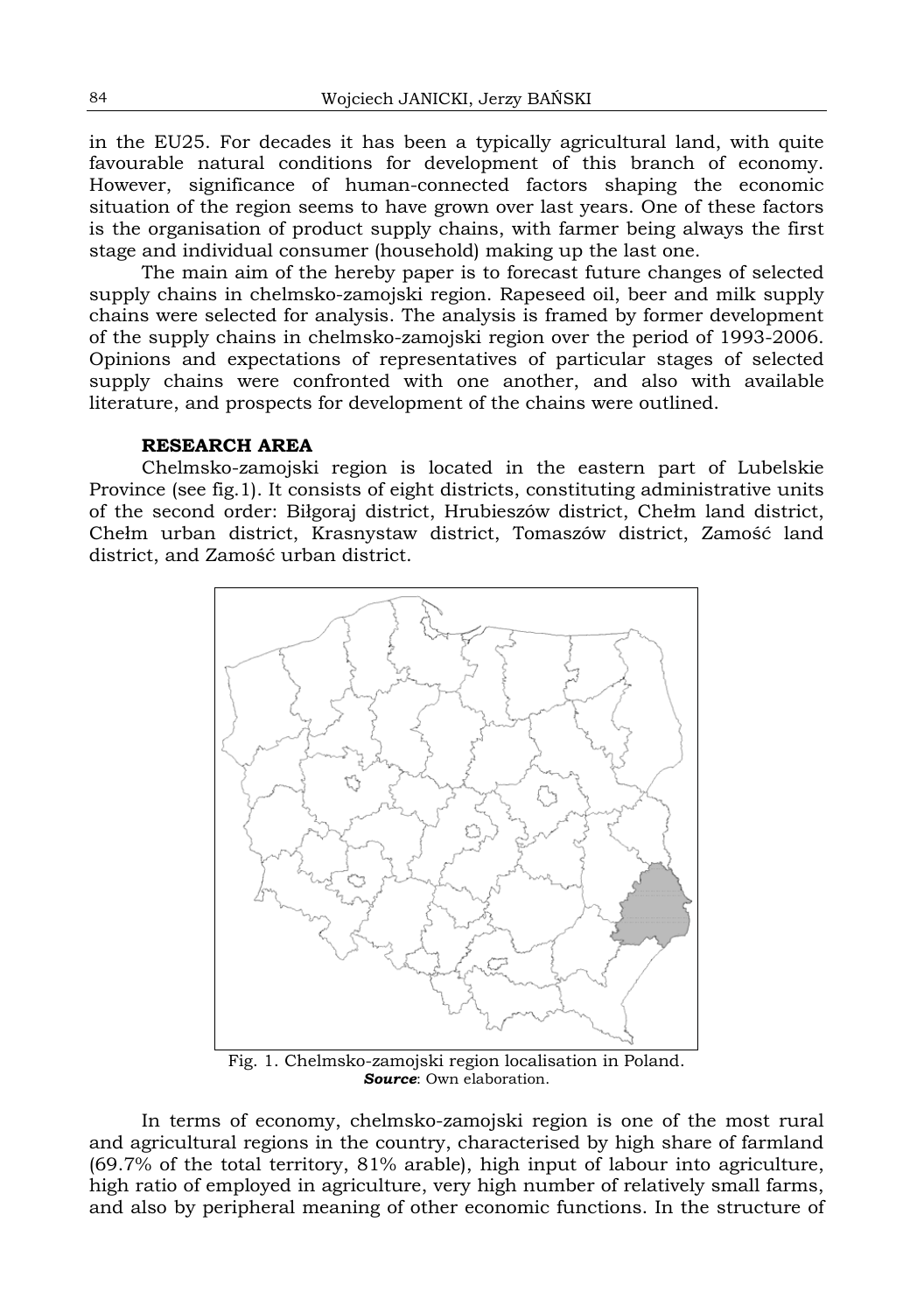in the EU25. For decades it has been a typically agricultural land, with quite favourable natural conditions for development of this branch of economy. However, significance of human-connected factors shaping the economic situation of the region seems to have grown over last years. One of these factors is the organisation of product supply chains, with farmer being always the first stage and individual consumer (household) making up the last one.

The main aim of the hereby paper is to forecast future changes of selected supply chains in chelmsko-zamojski region. Rapeseed oil, beer and milk supply chains were selected for analysis. The analysis is framed by former development of the supply chains in chelmsko-zamojski region over the period of 1993-2006. Opinions and expectations of representatives of particular stages of selected supply chains were confronted with one another, and also with available literature, and prospects for development of the chains were outlined.

## RESEARCH AREA

Chelmsko-zamojski region is located in the eastern part of Lubelskie Province (see fig.1). It consists of eight districts, constituting administrative units of the second order: Biłgoraj district, Hrubieszów district, Chełm land district, Chełm urban district, Krasnystaw district, Tomaszów district, Zamość land district, and Zamość urban district.

Fig. 1. Chelmsko-zamojski region localisation in Poland.
***Source***: Own elaboration.

In terms of economy, chelmsko-zamojski region is one of the most rural and agricultural regions in the country, characterised by high share of farmland (69.7% of the total territory, 81% arable), high input of labour into agriculture, high ratio of employed in agriculture, very high number of relatively small farms, and also by peripheral meaning of other economic functions. In the structure of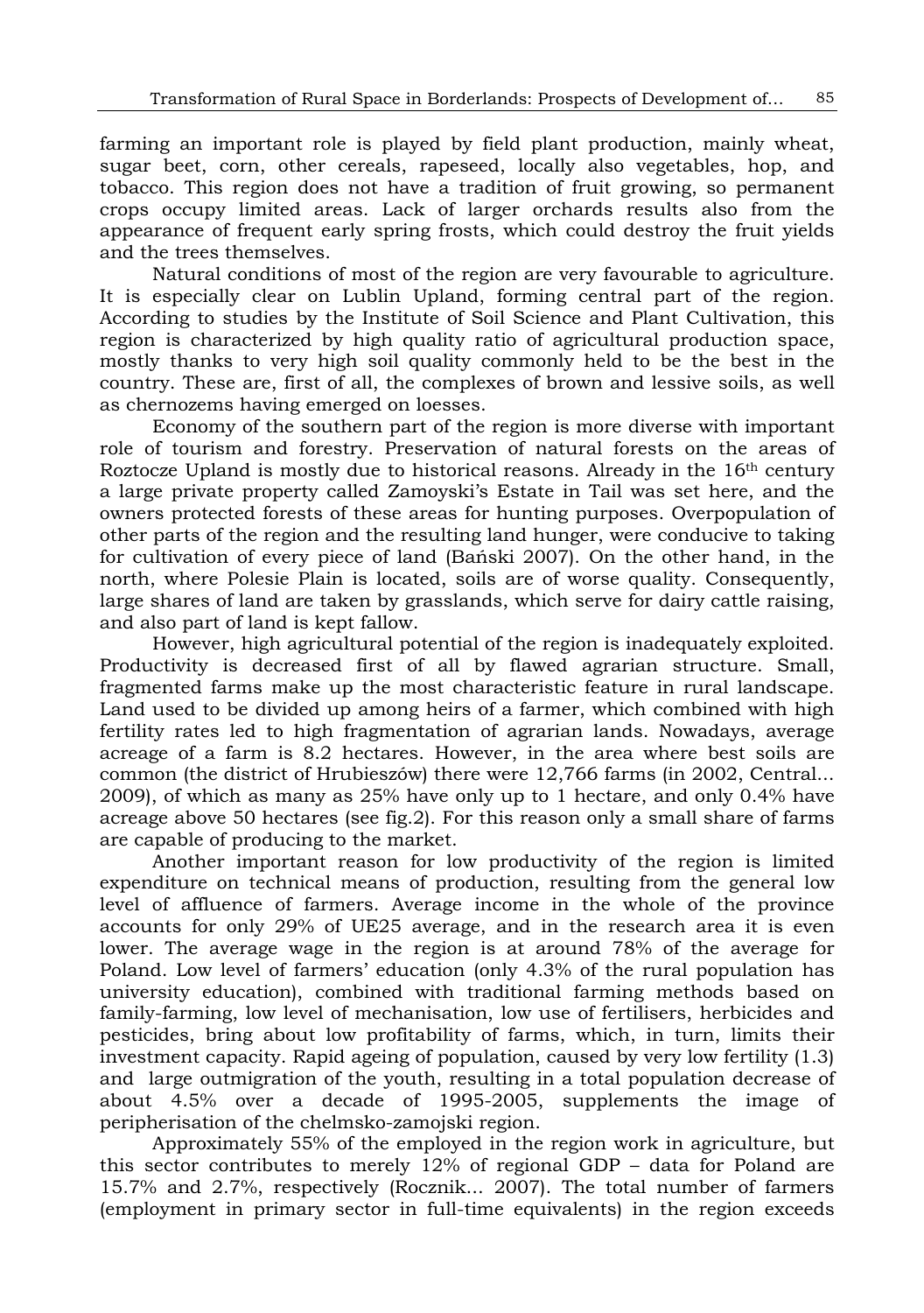farming an important role is played by field plant production, mainly wheat, sugar beet, corn, other cereals, rapeseed, locally also vegetables, hop, and tobacco. This region does not have a tradition of fruit growing, so permanent crops occupy limited areas. Lack of larger orchards results also from the appearance of frequent early spring frosts, which could destroy the fruit yields and the trees themselves.

Natural conditions of most of the region are very favourable to agriculture. It is especially clear on Lublin Upland, forming central part of the region. According to studies by the Institute of Soil Science and Plant Cultivation, this region is characterized by high quality ratio of agricultural production space, mostly thanks to very high soil quality commonly held to be the best in the country. These are, first of all, the complexes of brown and lessive soils, as well as chernozems having emerged on loesses.

Economy of the southern part of the region is more diverse with important role of tourism and forestry. Preservation of natural forests on the areas of Roztocze Upland is mostly due to historical reasons. Already in the 16th century a large private property called Zamoyski's Estate in Tail was set here, and the owners protected forests of these areas for hunting purposes. Overpopulation of other parts of the region and the resulting land hunger, were conducive to taking for cultivation of every piece of land (Bański 2007). On the other hand, in the north, where Polesie Plain is located, soils are of worse quality. Consequently, large shares of land are taken by grasslands, which serve for dairy cattle raising, and also part of land is kept fallow.

However, high agricultural potential of the region is inadequately exploited. Productivity is decreased first of all by flawed agrarian structure. Small, fragmented farms make up the most characteristic feature in rural landscape. Land used to be divided up among heirs of a farmer, which combined with high fertility rates led to high fragmentation of agrarian lands. Nowadays, average acreage of a farm is 8.2 hectares. However, in the area where best soils are common (the district of Hrubieszów) there were 12,766 farms (in 2002, Central... 2009), of which as many as 25% have only up to 1 hectare, and only 0.4% have acreage above 50 hectares (see fig.2). For this reason only a small share of farms are capable of producing to the market.

Another important reason for low productivity of the region is limited expenditure on technical means of production, resulting from the general low level of affluence of farmers. Average income in the whole of the province accounts for only 29% of UE25 average, and in the research area it is even lower. The average wage in the region is at around 78% of the average for Poland. Low level of farmers' education (only 4.3% of the rural population has university education), combined with traditional farming methods based on family-farming, low level of mechanisation, low use of fertilisers, herbicides and pesticides, bring about low profitability of farms, which, in turn, limits their investment capacity. Rapid ageing of population, caused by very low fertility (1.3) and large outmigration of the youth, resulting in a total population decrease of about 4.5% over a decade of 1995-2005, supplements the image of peripherisation of the chelmsko-zamojski region.

Approximately 55% of the employed in the region work in agriculture, but this sector contributes to merely 12% of regional GDP – data for Poland are 15.7% and 2.7%, respectively (Rocznik... 2007). The total number of farmers (employment in primary sector in full-time equivalents) in the region exceeds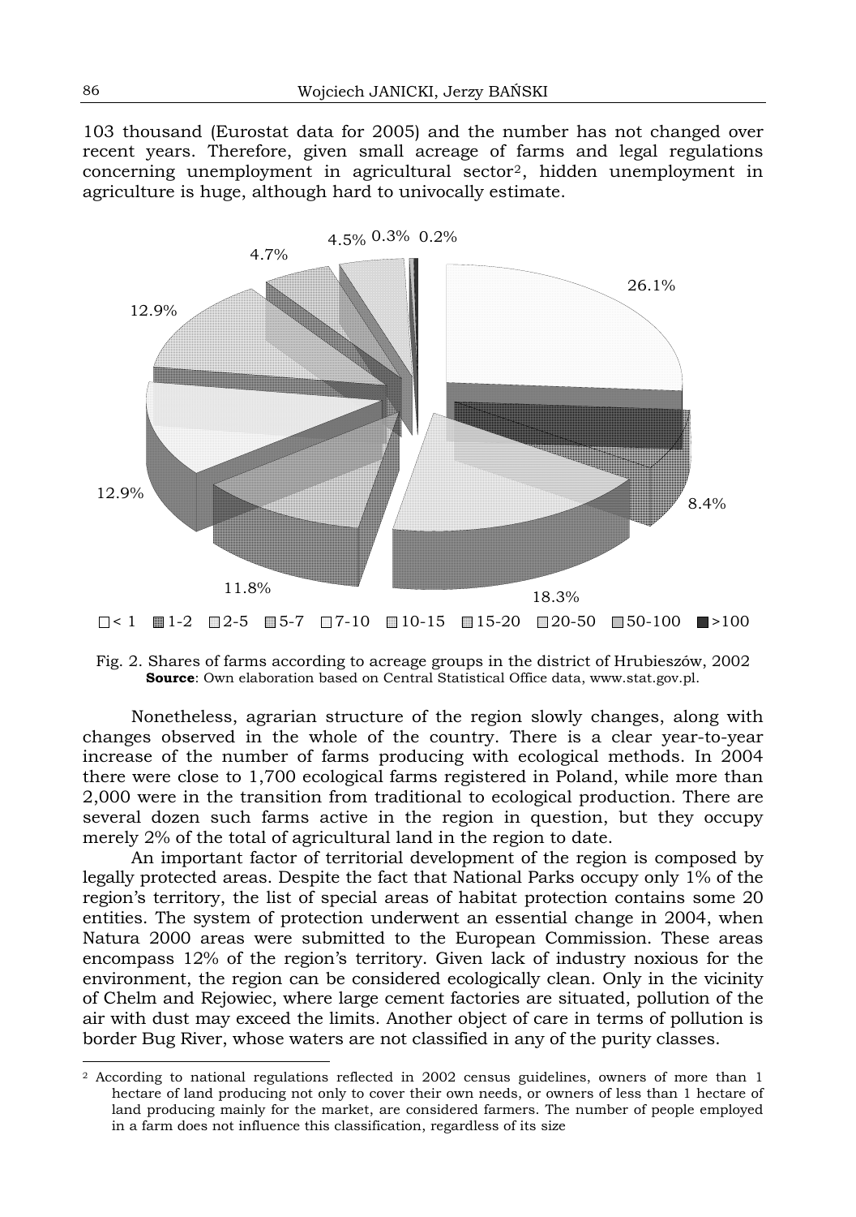103 thousand (Eurostat data for 2005) and the number has not changed over recent years. Therefore, given small acreage of farms and legal regulations concerning unemployment in agricultural sector[2], hidden unemployment in agriculture is huge, although hard to univocally estimate.

Fig. 2. Shares of farms according to acreage groups in the district of Hrubieszów, 2002
**Source**: Own elaboration based on Central Statistical Office data, www.stat.gov.pl.

Nonetheless, agrarian structure of the region slowly changes, along with changes observed in the whole of the country. There is a clear year-to-year increase of the number of farms producing with ecological methods. In 2004 there were close to 1,700 ecological farms registered in Poland, while more than 2,000 were in the transition from traditional to ecological production. There are several dozen such farms active in the region in question, but they occupy merely 2% of the total of agricultural land in the region to date.

An important factor of territorial development of the region is composed by legally protected areas. Despite the fact that National Parks occupy only 1% of the region's territory, the list of special areas of habitat protection contains some 20 entities. The system of protection underwent an essential change in 2004, when Natura 2000 areas were submitted to the European Commission. These areas encompass 12% of the region's territory. Given lack of industry noxious for the environment, the region can be considered ecologically clean. Only in the vicinity of Chelm and Rejowiec, where large cement factories are situated, pollution of the air with dust may exceed the limits. Another object of care in terms of pollution is border Bug River, whose waters are not classified in any of the purity classes.

---

[2] According to national regulations reflected in 2002 census guidelines, owners of more than 1 hectare of land producing not only to cover their own needs, or owners of less than 1 hectare of land producing mainly for the market, are considered farmers. The number of people employed in a farm does not influence this classification, regardless of its size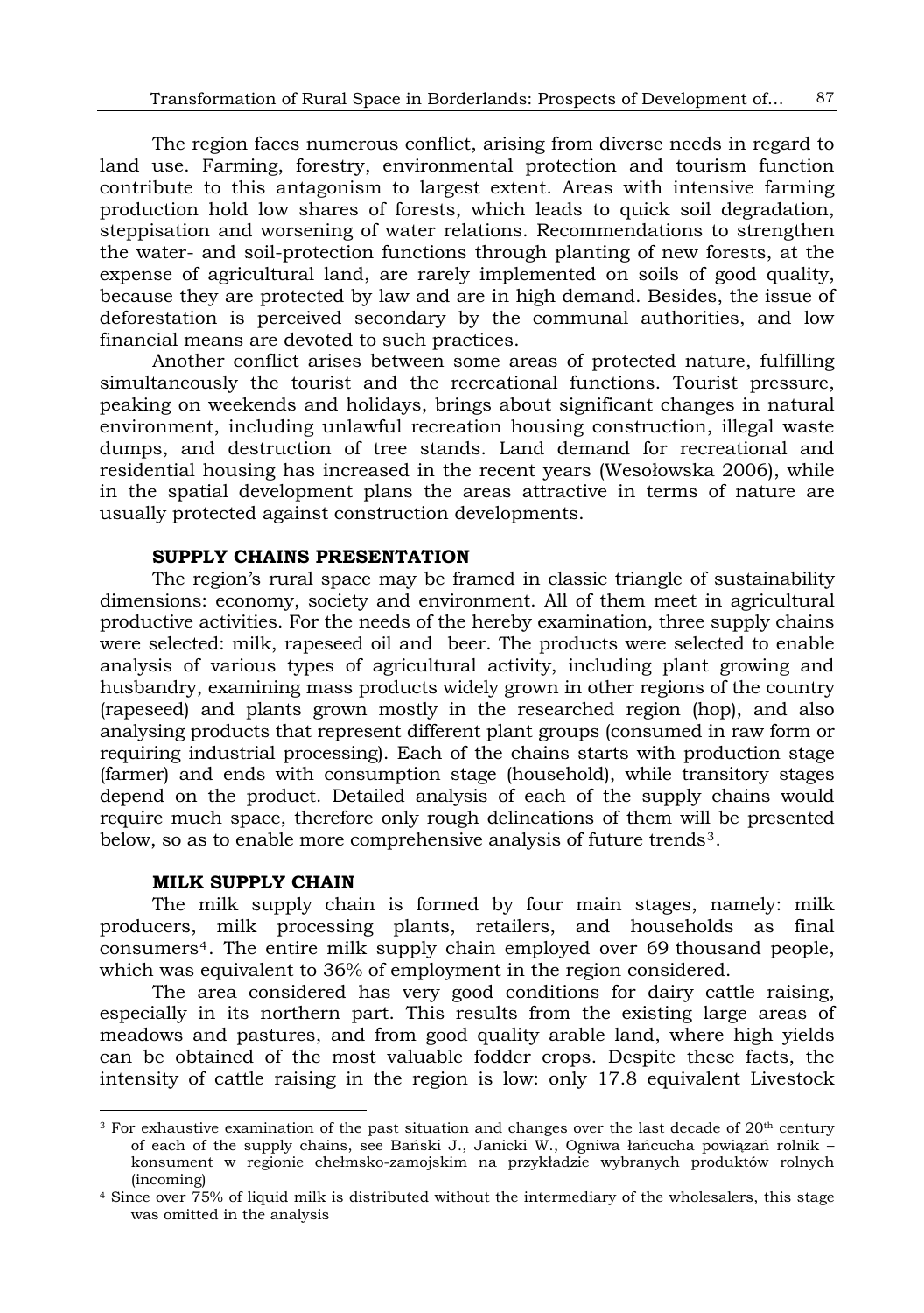The region faces numerous conflict, arising from diverse needs in regard to land use. Farming, forestry, environmental protection and tourism function contribute to this antagonism to largest extent. Areas with intensive farming production hold low shares of forests, which leads to quick soil degradation, steppisation and worsening of water relations. Recommendations to strengthen the water- and soil-protection functions through planting of new forests, at the expense of agricultural land, are rarely implemented on soils of good quality, because they are protected by law and are in high demand. Besides, the issue of deforestation is perceived secondary by the communal authorities, and low financial means are devoted to such practices.

Another conflict arises between some areas of protected nature, fulfilling simultaneously the tourist and the recreational functions. Tourist pressure, peaking on weekends and holidays, brings about significant changes in natural environment, including unlawful recreation housing construction, illegal waste dumps, and destruction of tree stands. Land demand for recreational and residential housing has increased in the recent years (Wesołowska 2006), while in the spatial development plans the areas attractive in terms of nature are usually protected against construction developments.

## SUPPLY CHAINS PRESENTATION

The region's rural space may be framed in classic triangle of sustainability dimensions: economy, society and environment. All of them meet in agricultural productive activities. For the needs of the hereby examination, three supply chains were selected: milk, rapeseed oil and beer. The products were selected to enable analysis of various types of agricultural activity, including plant growing and husbandry, examining mass products widely grown in other regions of the country (rapeseed) and plants grown mostly in the researched region (hop), and also analysing products that represent different plant groups (consumed in raw form or requiring industrial processing). Each of the chains starts with production stage (farmer) and ends with consumption stage (household), while transitory stages depend on the product. Detailed analysis of each of the supply chains would require much space, therefore only rough delineations of them will be presented below, so as to enable more comprehensive analysis of future trends[3].

## MILK SUPPLY CHAIN

The milk supply chain is formed by four main stages, namely: milk producers, milk processing plants, retailers, and households as final consumers[4]. The entire milk supply chain employed over 69 thousand people, which was equivalent to 36% of employment in the region considered.

The area considered has very good conditions for dairy cattle raising, especially in its northern part. This results from the existing large areas of meadows and pastures, and from good quality arable land, where high yields can be obtained of the most valuable fodder crops. Despite these facts, the intensity of cattle raising in the region is low: only 17.8 equivalent Livestock

---

[3] For exhaustive examination of the past situation and changes over the last decade of 20[th] century of each of the supply chains, see Bański J., Janicki W., Ogniwa łańcucha powiązań rolnik – konsument w regionie chełmsko-zamojskim na przykładzie wybranych produktów rolnych (incoming)

[4] Since over 75% of liquid milk is distributed without the intermediary of the wholesalers, this stage was omitted in the analysis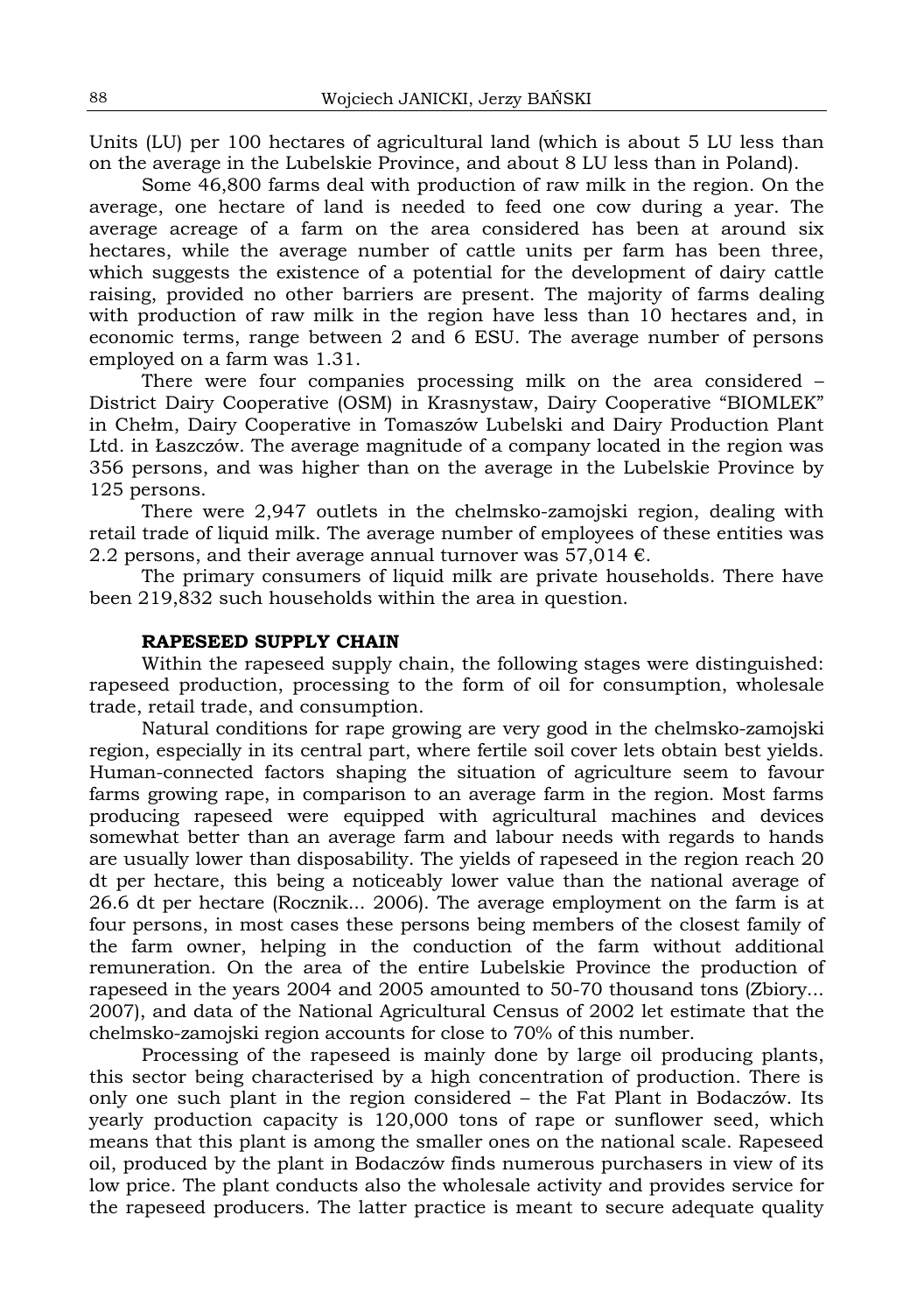Units (LU) per 100 hectares of agricultural land (which is about 5 LU less than on the average in the Lubelskie Province, and about 8 LU less than in Poland).

Some 46,800 farms deal with production of raw milk in the region. On the average, one hectare of land is needed to feed one cow during a year. The average acreage of a farm on the area considered has been at around six hectares, while the average number of cattle units per farm has been three, which suggests the existence of a potential for the development of dairy cattle raising, provided no other barriers are present. The majority of farms dealing with production of raw milk in the region have less than 10 hectares and, in economic terms, range between 2 and 6 ESU. The average number of persons employed on a farm was 1.31.

There were four companies processing milk on the area considered – District Dairy Cooperative (OSM) in Krasnystaw, Dairy Cooperative "BIOMLEK" in Chełm, Dairy Cooperative in Tomaszów Lubelski and Dairy Production Plant Ltd. in Łaszczów. The average magnitude of a company located in the region was 356 persons, and was higher than on the average in the Lubelskie Province by 125 persons.

There were 2,947 outlets in the chelmsko-zamojski region, dealing with retail trade of liquid milk. The average number of employees of these entities was 2.2 persons, and their average annual turnover was 57,014 €.

The primary consumers of liquid milk are private households. There have been 219,832 such households within the area in question.

## RAPESEED SUPPLY CHAIN

Within the rapeseed supply chain, the following stages were distinguished: rapeseed production, processing to the form of oil for consumption, wholesale trade, retail trade, and consumption.

Natural conditions for rape growing are very good in the chelmsko-zamojski region, especially in its central part, where fertile soil cover lets obtain best yields. Human-connected factors shaping the situation of agriculture seem to favour farms growing rape, in comparison to an average farm in the region. Most farms producing rapeseed were equipped with agricultural machines and devices somewhat better than an average farm and labour needs with regards to hands are usually lower than disposability. The yields of rapeseed in the region reach 20 dt per hectare, this being a noticeably lower value than the national average of 26.6 dt per hectare (Rocznik... 2006). The average employment on the farm is at four persons, in most cases these persons being members of the closest family of the farm owner, helping in the conduction of the farm without additional remuneration. On the area of the entire Lubelskie Province the production of rapeseed in the years 2004 and 2005 amounted to 50-70 thousand tons (Zbiory... 2007), and data of the National Agricultural Census of 2002 let estimate that the chelmsko-zamojski region accounts for close to 70% of this number.

Processing of the rapeseed is mainly done by large oil producing plants, this sector being characterised by a high concentration of production. There is only one such plant in the region considered – the Fat Plant in Bodaczów. Its yearly production capacity is 120,000 tons of rape or sunflower seed, which means that this plant is among the smaller ones on the national scale. Rapeseed oil, produced by the plant in Bodaczów finds numerous purchasers in view of its low price. The plant conducts also the wholesale activity and provides service for the rapeseed producers. The latter practice is meant to secure adequate quality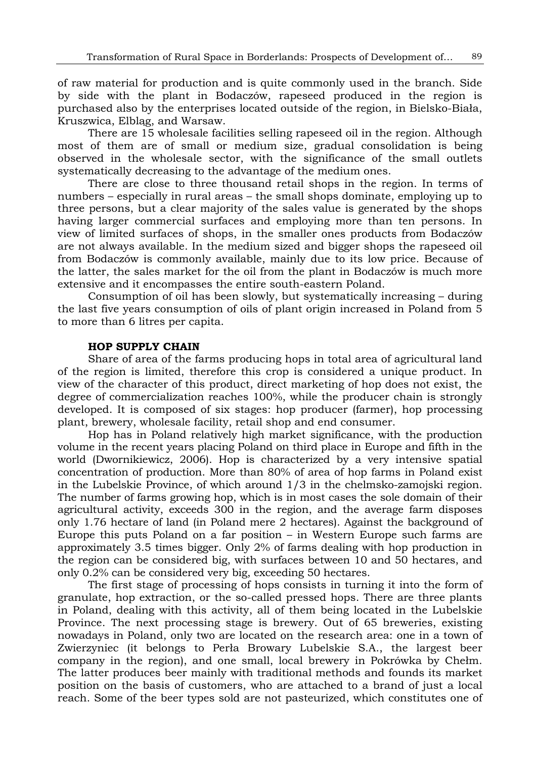of raw material for production and is quite commonly used in the branch. Side by side with the plant in Bodaczów, rapeseed produced in the region is purchased also by the enterprises located outside of the region, in Bielsko-Biała, Kruszwica, Elbląg, and Warsaw.

There are 15 wholesale facilities selling rapeseed oil in the region. Although most of them are of small or medium size, gradual consolidation is being observed in the wholesale sector, with the significance of the small outlets systematically decreasing to the advantage of the medium ones.

There are close to three thousand retail shops in the region. In terms of numbers – especially in rural areas – the small shops dominate, employing up to three persons, but a clear majority of the sales value is generated by the shops having larger commercial surfaces and employing more than ten persons. In view of limited surfaces of shops, in the smaller ones products from Bodaczów are not always available. In the medium sized and bigger shops the rapeseed oil from Bodaczów is commonly available, mainly due to its low price. Because of the latter, the sales market for the oil from the plant in Bodaczów is much more extensive and it encompasses the entire south-eastern Poland.

Consumption of oil has been slowly, but systematically increasing – during the last five years consumption of oils of plant origin increased in Poland from 5 to more than 6 litres per capita.

### HOP SUPPLY CHAIN

Share of area of the farms producing hops in total area of agricultural land of the region is limited, therefore this crop is considered a unique product. In view of the character of this product, direct marketing of hop does not exist, the degree of commercialization reaches 100%, while the producer chain is strongly developed. It is composed of six stages: hop producer (farmer), hop processing plant, brewery, wholesale facility, retail shop and end consumer.

Hop has in Poland relatively high market significance, with the production volume in the recent years placing Poland on third place in Europe and fifth in the world (Dwornikiewicz, 2006). Hop is characterized by a very intensive spatial concentration of production. More than 80% of area of hop farms in Poland exist in the Lubelskie Province, of which around 1/3 in the chelmsko-zamojski region. The number of farms growing hop, which is in most cases the sole domain of their agricultural activity, exceeds 300 in the region, and the average farm disposes only 1.76 hectare of land (in Poland mere 2 hectares). Against the background of Europe this puts Poland on a far position – in Western Europe such farms are approximately 3.5 times bigger. Only 2% of farms dealing with hop production in the region can be considered big, with surfaces between 10 and 50 hectares, and only 0.2% can be considered very big, exceeding 50 hectares.

The first stage of processing of hops consists in turning it into the form of granulate, hop extraction, or the so-called pressed hops. There are three plants in Poland, dealing with this activity, all of them being located in the Lubelskie Province. The next processing stage is brewery. Out of 65 breweries, existing nowadays in Poland, only two are located on the research area: one in a town of Zwierzyniec (it belongs to Perła Browary Lubelskie S.A., the largest beer company in the region), and one small, local brewery in Pokrówka by Chełm. The latter produces beer mainly with traditional methods and founds its market position on the basis of customers, who are attached to a brand of just a local reach. Some of the beer types sold are not pasteurized, which constitutes one of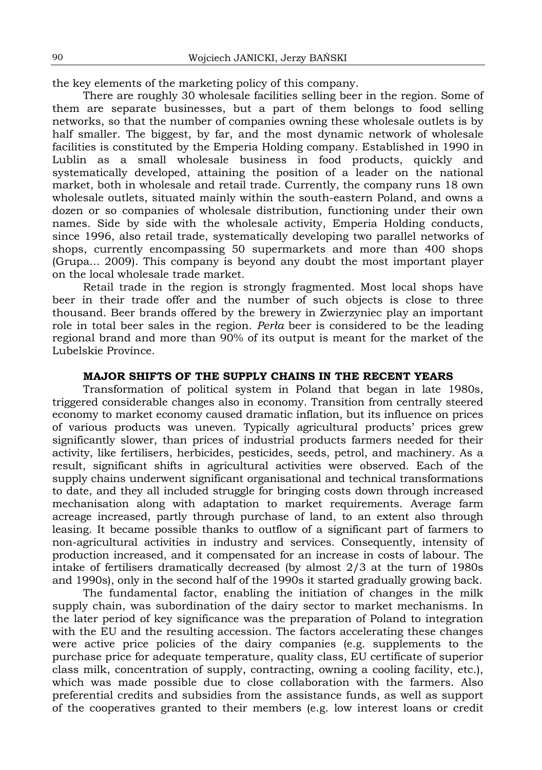the key elements of the marketing policy of this company.

There are roughly 30 wholesale facilities selling beer in the region. Some of them are separate businesses, but a part of them belongs to food selling networks, so that the number of companies owning these wholesale outlets is by half smaller. The biggest, by far, and the most dynamic network of wholesale facilities is constituted by the Emperia Holding company. Established in 1990 in Lublin as a small wholesale business in food products, quickly and systematically developed, attaining the position of a leader on the national market, both in wholesale and retail trade. Currently, the company runs 18 own wholesale outlets, situated mainly within the south-eastern Poland, and owns a dozen or so companies of wholesale distribution, functioning under their own names. Side by side with the wholesale activity, Emperia Holding conducts, since 1996, also retail trade, systematically developing two parallel networks of shops, currently encompassing 50 supermarkets and more than 400 shops (Grupa... 2009). This company is beyond any doubt the most important player on the local wholesale trade market.

Retail trade in the region is strongly fragmented. Most local shops have beer in their trade offer and the number of such objects is close to three thousand. Beer brands offered by the brewery in Zwierzyniec play an important role in total beer sales in the region. *Perła* beer is considered to be the leading regional brand and more than 90% of its output is meant for the market of the Lubelskie Province.

## MAJOR SHIFTS OF THE SUPPLY CHAINS IN THE RECENT YEARS

Transformation of political system in Poland that began in late 1980s, triggered considerable changes also in economy. Transition from centrally steered economy to market economy caused dramatic inflation, but its influence on prices of various products was uneven. Typically agricultural products' prices grew significantly slower, than prices of industrial products farmers needed for their activity, like fertilisers, herbicides, pesticides, seeds, petrol, and machinery. As a result, significant shifts in agricultural activities were observed. Each of the supply chains underwent significant organisational and technical transformations to date, and they all included struggle for bringing costs down through increased mechanisation along with adaptation to market requirements. Average farm acreage increased, partly through purchase of land, to an extent also through leasing. It became possible thanks to outflow of a significant part of farmers to non-agricultural activities in industry and services. Consequently, intensity of production increased, and it compensated for an increase in costs of labour. The intake of fertilisers dramatically decreased (by almost 2/3 at the turn of 1980s and 1990s), only in the second half of the 1990s it started gradually growing back.

The fundamental factor, enabling the initiation of changes in the milk supply chain, was subordination of the dairy sector to market mechanisms. In the later period of key significance was the preparation of Poland to integration with the EU and the resulting accession. The factors accelerating these changes were active price policies of the dairy companies (e.g. supplements to the purchase price for adequate temperature, quality class, EU certificate of superior class milk, concentration of supply, contracting, owning a cooling facility, etc.), which was made possible due to close collaboration with the farmers. Also preferential credits and subsidies from the assistance funds, as well as support of the cooperatives granted to their members (e.g. low interest loans or credit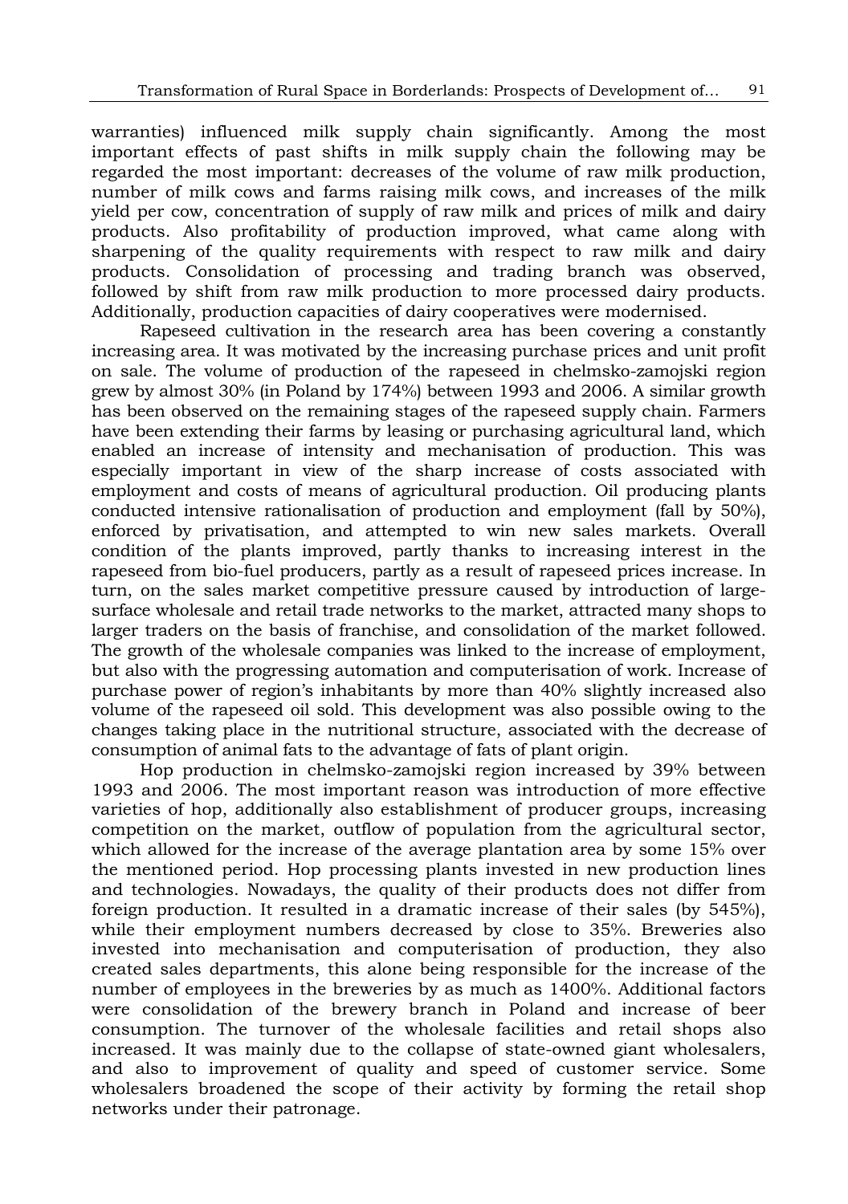warranties) influenced milk supply chain significantly. Among the most important effects of past shifts in milk supply chain the following may be regarded the most important: decreases of the volume of raw milk production, number of milk cows and farms raising milk cows, and increases of the milk yield per cow, concentration of supply of raw milk and prices of milk and dairy products. Also profitability of production improved, what came along with sharpening of the quality requirements with respect to raw milk and dairy products. Consolidation of processing and trading branch was observed, followed by shift from raw milk production to more processed dairy products. Additionally, production capacities of dairy cooperatives were modernised.

Rapeseed cultivation in the research area has been covering a constantly increasing area. It was motivated by the increasing purchase prices and unit profit on sale. The volume of production of the rapeseed in chelmsko-zamojski region grew by almost 30% (in Poland by 174%) between 1993 and 2006. A similar growth has been observed on the remaining stages of the rapeseed supply chain. Farmers have been extending their farms by leasing or purchasing agricultural land, which enabled an increase of intensity and mechanisation of production. This was especially important in view of the sharp increase of costs associated with employment and costs of means of agricultural production. Oil producing plants conducted intensive rationalisation of production and employment (fall by 50%), enforced by privatisation, and attempted to win new sales markets. Overall condition of the plants improved, partly thanks to increasing interest in the rapeseed from bio-fuel producers, partly as a result of rapeseed prices increase. In turn, on the sales market competitive pressure caused by introduction of large-surface wholesale and retail trade networks to the market, attracted many shops to larger traders on the basis of franchise, and consolidation of the market followed. The growth of the wholesale companies was linked to the increase of employment, but also with the progressing automation and computerisation of work. Increase of purchase power of region's inhabitants by more than 40% slightly increased also volume of the rapeseed oil sold. This development was also possible owing to the changes taking place in the nutritional structure, associated with the decrease of consumption of animal fats to the advantage of fats of plant origin.

Hop production in chelmsko-zamojski region increased by 39% between 1993 and 2006. The most important reason was introduction of more effective varieties of hop, additionally also establishment of producer groups, increasing competition on the market, outflow of population from the agricultural sector, which allowed for the increase of the average plantation area by some 15% over the mentioned period. Hop processing plants invested in new production lines and technologies. Nowadays, the quality of their products does not differ from foreign production. It resulted in a dramatic increase of their sales (by 545%), while their employment numbers decreased by close to 35%. Breweries also invested into mechanisation and computerisation of production, they also created sales departments, this alone being responsible for the increase of the number of employees in the breweries by as much as 1400%. Additional factors were consolidation of the brewery branch in Poland and increase of beer consumption. The turnover of the wholesale facilities and retail shops also increased. It was mainly due to the collapse of state-owned giant wholesalers, and also to improvement of quality and speed of customer service. Some wholesalers broadened the scope of their activity by forming the retail shop networks under their patronage.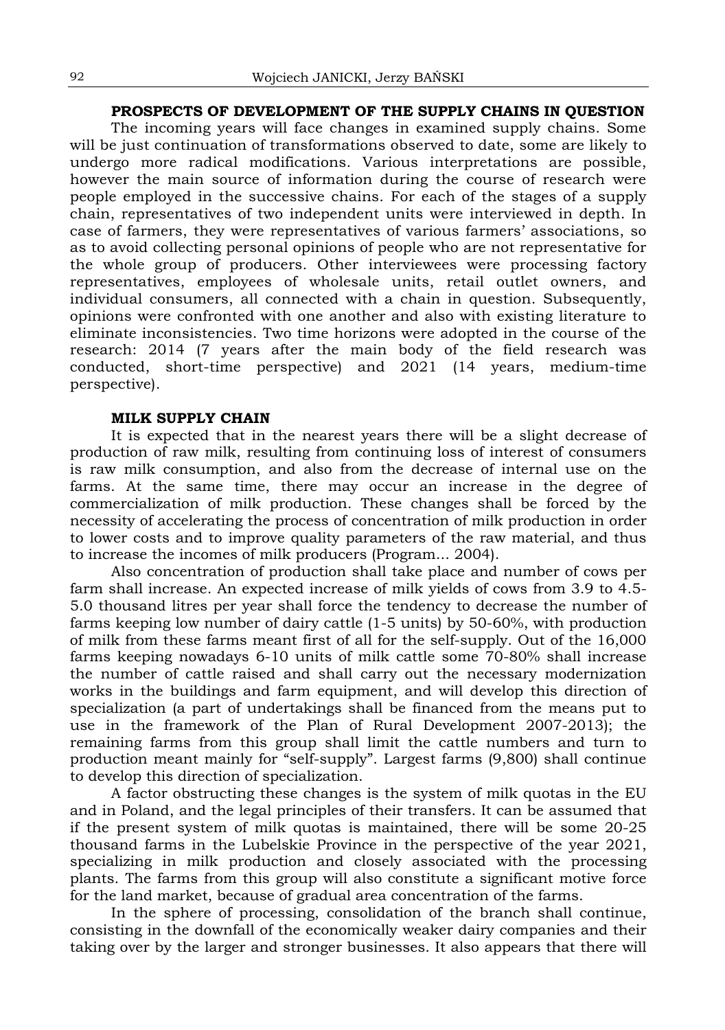## PROSPECTS OF DEVELOPMENT OF THE SUPPLY CHAINS IN QUESTION

The incoming years will face changes in examined supply chains. Some will be just continuation of transformations observed to date, some are likely to undergo more radical modifications. Various interpretations are possible, however the main source of information during the course of research were people employed in the successive chains. For each of the stages of a supply chain, representatives of two independent units were interviewed in depth. In case of farmers, they were representatives of various farmers' associations, so as to avoid collecting personal opinions of people who are not representative for the whole group of producers. Other interviewees were processing factory representatives, employees of wholesale units, retail outlet owners, and individual consumers, all connected with a chain in question. Subsequently, opinions were confronted with one another and also with existing literature to eliminate inconsistencies. Two time horizons were adopted in the course of the research: 2014 (7 years after the main body of the field research was conducted, short-time perspective) and 2021 (14 years, medium-time perspective).

### MILK SUPPLY CHAIN

It is expected that in the nearest years there will be a slight decrease of production of raw milk, resulting from continuing loss of interest of consumers is raw milk consumption, and also from the decrease of internal use on the farms. At the same time, there may occur an increase in the degree of commercialization of milk production. These changes shall be forced by the necessity of accelerating the process of concentration of milk production in order to lower costs and to improve quality parameters of the raw material, and thus to increase the incomes of milk producers (Program... 2004).

Also concentration of production shall take place and number of cows per farm shall increase. An expected increase of milk yields of cows from 3.9 to 4.5-5.0 thousand litres per year shall force the tendency to decrease the number of farms keeping low number of dairy cattle (1-5 units) by 50-60%, with production of milk from these farms meant first of all for the self-supply. Out of the 16,000 farms keeping nowadays 6-10 units of milk cattle some 70-80% shall increase the number of cattle raised and shall carry out the necessary modernization works in the buildings and farm equipment, and will develop this direction of specialization (a part of undertakings shall be financed from the means put to use in the framework of the Plan of Rural Development 2007-2013); the remaining farms from this group shall limit the cattle numbers and turn to production meant mainly for "self-supply". Largest farms (9,800) shall continue to develop this direction of specialization.

A factor obstructing these changes is the system of milk quotas in the EU and in Poland, and the legal principles of their transfers. It can be assumed that if the present system of milk quotas is maintained, there will be some 20-25 thousand farms in the Lubelskie Province in the perspective of the year 2021, specializing in milk production and closely associated with the processing plants. The farms from this group will also constitute a significant motive force for the land market, because of gradual area concentration of the farms.

In the sphere of processing, consolidation of the branch shall continue, consisting in the downfall of the economically weaker dairy companies and their taking over by the larger and stronger businesses. It also appears that there will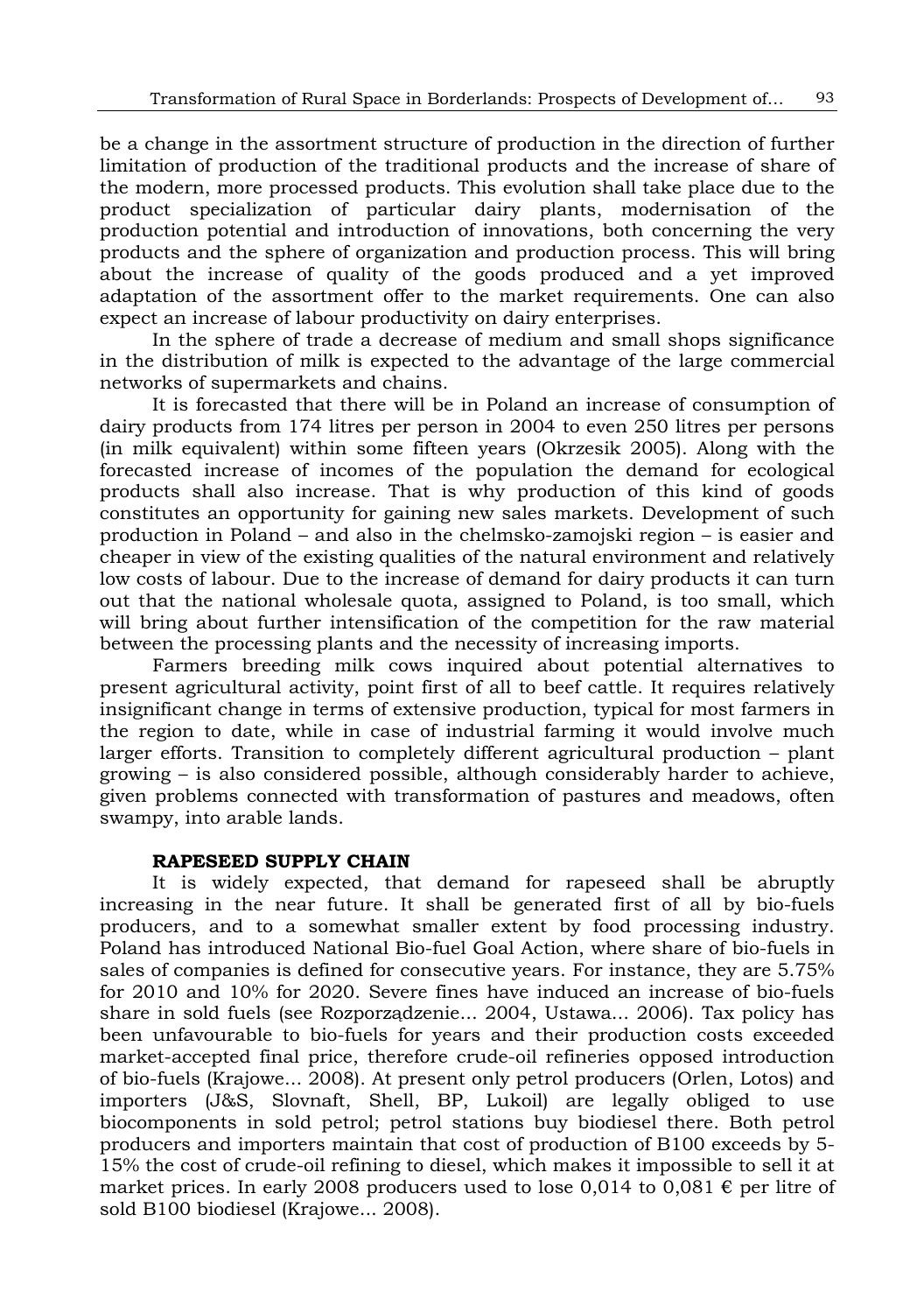be a change in the assortment structure of production in the direction of further limitation of production of the traditional products and the increase of share of the modern, more processed products. This evolution shall take place due to the product specialization of particular dairy plants, modernisation of the production potential and introduction of innovations, both concerning the very products and the sphere of organization and production process. This will bring about the increase of quality of the goods produced and a yet improved adaptation of the assortment offer to the market requirements. One can also expect an increase of labour productivity on dairy enterprises.

In the sphere of trade a decrease of medium and small shops significance in the distribution of milk is expected to the advantage of the large commercial networks of supermarkets and chains.

It is forecasted that there will be in Poland an increase of consumption of dairy products from 174 litres per person in 2004 to even 250 litres per persons (in milk equivalent) within some fifteen years (Okrzesik 2005). Along with the forecasted increase of incomes of the population the demand for ecological products shall also increase. That is why production of this kind of goods constitutes an opportunity for gaining new sales markets. Development of such production in Poland – and also in the chelmsko-zamojski region – is easier and cheaper in view of the existing qualities of the natural environment and relatively low costs of labour. Due to the increase of demand for dairy products it can turn out that the national wholesale quota, assigned to Poland, is too small, which will bring about further intensification of the competition for the raw material between the processing plants and the necessity of increasing imports.

Farmers breeding milk cows inquired about potential alternatives to present agricultural activity, point first of all to beef cattle. It requires relatively insignificant change in terms of extensive production, typical for most farmers in the region to date, while in case of industrial farming it would involve much larger efforts. Transition to completely different agricultural production – plant growing – is also considered possible, although considerably harder to achieve, given problems connected with transformation of pastures and meadows, often swampy, into arable lands.

## RAPESEED SUPPLY CHAIN

It is widely expected, that demand for rapeseed shall be abruptly increasing in the near future. It shall be generated first of all by bio-fuels producers, and to a somewhat smaller extent by food processing industry. Poland has introduced National Bio-fuel Goal Action, where share of bio-fuels in sales of companies is defined for consecutive years. For instance, they are 5.75% for 2010 and 10% for 2020. Severe fines have induced an increase of bio-fuels share in sold fuels (see Rozporządzenie... 2004, Ustawa... 2006). Tax policy has been unfavourable to bio-fuels for years and their production costs exceeded market-accepted final price, therefore crude-oil refineries opposed introduction of bio-fuels (Krajowe... 2008). At present only petrol producers (Orlen, Lotos) and importers (J&S, Slovnaft, Shell, BP, Lukoil) are legally obliged to use biocomponents in sold petrol; petrol stations buy biodiesel there. Both petrol producers and importers maintain that cost of production of B100 exceeds by 5-15% the cost of crude-oil refining to diesel, which makes it impossible to sell it at market prices. In early 2008 producers used to lose 0,014 to 0,081 € per litre of sold B100 biodiesel (Krajowe... 2008).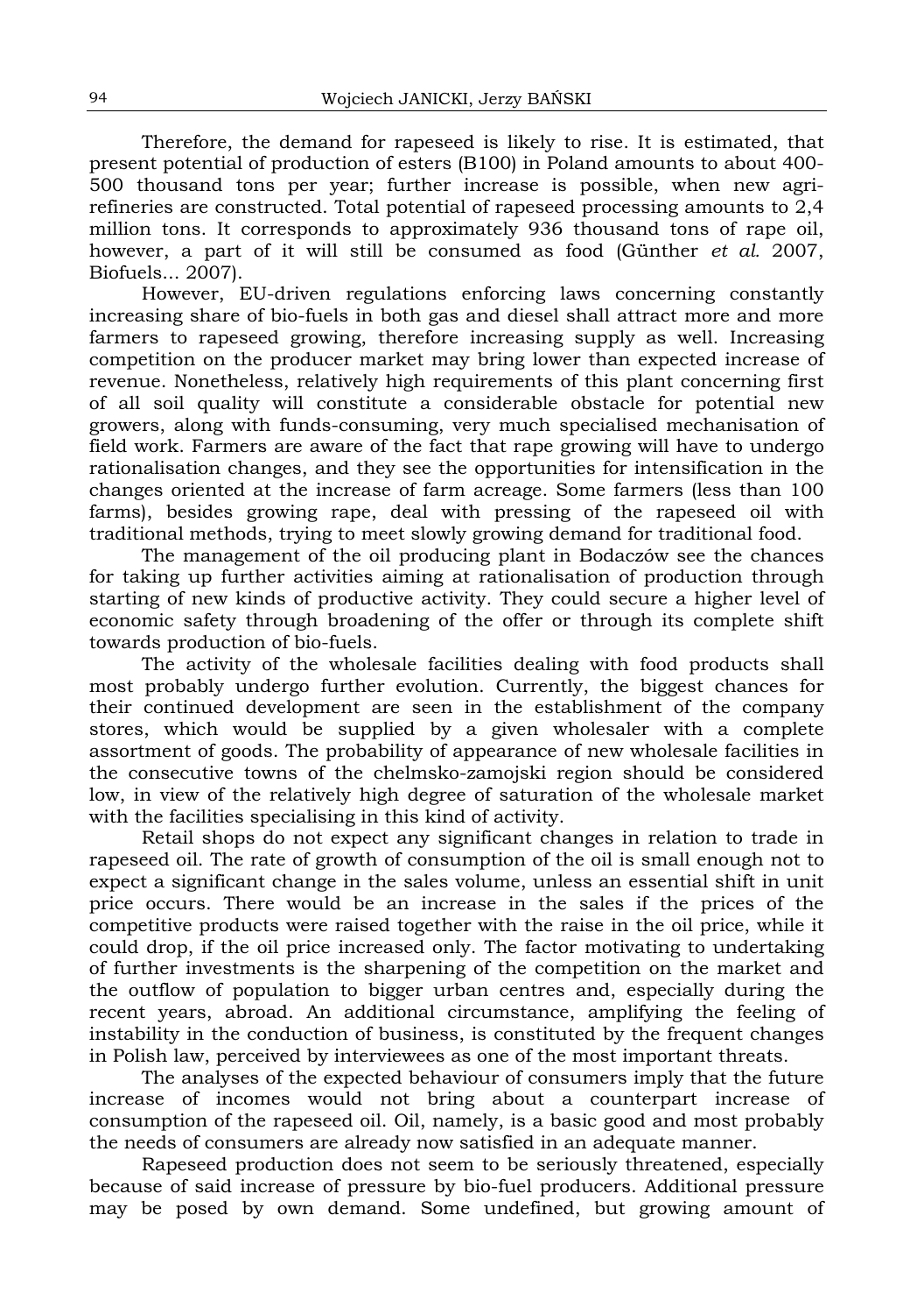Therefore, the demand for rapeseed is likely to rise. It is estimated, that present potential of production of esters (B100) in Poland amounts to about 400-500 thousand tons per year; further increase is possible, when new agri-refineries are constructed. Total potential of rapeseed processing amounts to 2,4 million tons. It corresponds to approximately 936 thousand tons of rape oil, however, a part of it will still be consumed as food (Günther *et al.* 2007, Biofuels... 2007).

However, EU-driven regulations enforcing laws concerning constantly increasing share of bio-fuels in both gas and diesel shall attract more and more farmers to rapeseed growing, therefore increasing supply as well. Increasing competition on the producer market may bring lower than expected increase of revenue. Nonetheless, relatively high requirements of this plant concerning first of all soil quality will constitute a considerable obstacle for potential new growers, along with funds-consuming, very much specialised mechanisation of field work. Farmers are aware of the fact that rape growing will have to undergo rationalisation changes, and they see the opportunities for intensification in the changes oriented at the increase of farm acreage. Some farmers (less than 100 farms), besides growing rape, deal with pressing of the rapeseed oil with traditional methods, trying to meet slowly growing demand for traditional food.

The management of the oil producing plant in Bodaczów see the chances for taking up further activities aiming at rationalisation of production through starting of new kinds of productive activity. They could secure a higher level of economic safety through broadening of the offer or through its complete shift towards production of bio-fuels.

The activity of the wholesale facilities dealing with food products shall most probably undergo further evolution. Currently, the biggest chances for their continued development are seen in the establishment of the company stores, which would be supplied by a given wholesaler with a complete assortment of goods. The probability of appearance of new wholesale facilities in the consecutive towns of the chelmsko-zamojski region should be considered low, in view of the relatively high degree of saturation of the wholesale market with the facilities specialising in this kind of activity.

Retail shops do not expect any significant changes in relation to trade in rapeseed oil. The rate of growth of consumption of the oil is small enough not to expect a significant change in the sales volume, unless an essential shift in unit price occurs. There would be an increase in the sales if the prices of the competitive products were raised together with the raise in the oil price, while it could drop, if the oil price increased only. The factor motivating to undertaking of further investments is the sharpening of the competition on the market and the outflow of population to bigger urban centres and, especially during the recent years, abroad. An additional circumstance, amplifying the feeling of instability in the conduction of business, is constituted by the frequent changes in Polish law, perceived by interviewees as one of the most important threats.

The analyses of the expected behaviour of consumers imply that the future increase of incomes would not bring about a counterpart increase of consumption of the rapeseed oil. Oil, namely, is a basic good and most probably the needs of consumers are already now satisfied in an adequate manner.

Rapeseed production does not seem to be seriously threatened, especially because of said increase of pressure by bio-fuel producers. Additional pressure may be posed by own demand. Some undefined, but growing amount of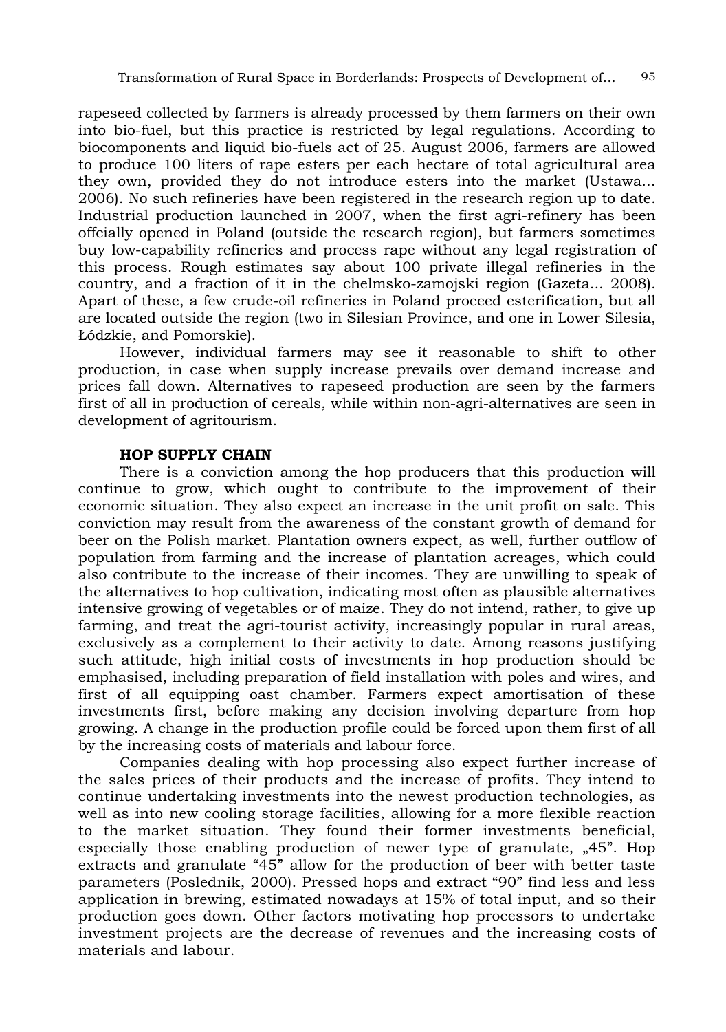rapeseed collected by farmers is already processed by them farmers on their own into bio-fuel, but this practice is restricted by legal regulations. According to biocomponents and liquid bio-fuels act of 25. August 2006, farmers are allowed to produce 100 liters of rape esters per each hectare of total agricultural area they own, provided they do not introduce esters into the market (Ustawa... 2006). No such refineries have been registered in the research region up to date. Industrial production launched in 2007, when the first agri-refinery has been offcially opened in Poland (outside the research region), but farmers sometimes buy low-capability refineries and process rape without any legal registration of this process. Rough estimates say about 100 private illegal refineries in the country, and a fraction of it in the chelmsko-zamojski region (Gazeta... 2008). Apart of these, a few crude-oil refineries in Poland proceed esterification, but all are located outside the region (two in Silesian Province, and one in Lower Silesia, Łódzkie, and Pomorskie).

However, individual farmers may see it reasonable to shift to other production, in case when supply increase prevails over demand increase and prices fall down. Alternatives to rapeseed production are seen by the farmers first of all in production of cereals, while within non-agri-alternatives are seen in development of agritourism.

### HOP SUPPLY CHAIN

There is a conviction among the hop producers that this production will continue to grow, which ought to contribute to the improvement of their economic situation. They also expect an increase in the unit profit on sale. This conviction may result from the awareness of the constant growth of demand for beer on the Polish market. Plantation owners expect, as well, further outflow of population from farming and the increase of plantation acreages, which could also contribute to the increase of their incomes. They are unwilling to speak of the alternatives to hop cultivation, indicating most often as plausible alternatives intensive growing of vegetables or of maize. They do not intend, rather, to give up farming, and treat the agri-tourist activity, increasingly popular in rural areas, exclusively as a complement to their activity to date. Among reasons justifying such attitude, high initial costs of investments in hop production should be emphasised, including preparation of field installation with poles and wires, and first of all equipping oast chamber. Farmers expect amortisation of these investments first, before making any decision involving departure from hop growing. A change in the production profile could be forced upon them first of all by the increasing costs of materials and labour force.

Companies dealing with hop processing also expect further increase of the sales prices of their products and the increase of profits. They intend to continue undertaking investments into the newest production technologies, as well as into new cooling storage facilities, allowing for a more flexible reaction to the market situation. They found their former investments beneficial, especially those enabling production of newer type of granulate, „45". Hop extracts and granulate "45" allow for the production of beer with better taste parameters (Poslednik, 2000). Pressed hops and extract "90" find less and less application in brewing, estimated nowadays at 15% of total input, and so their production goes down. Other factors motivating hop processors to undertake investment projects are the decrease of revenues and the increasing costs of materials and labour.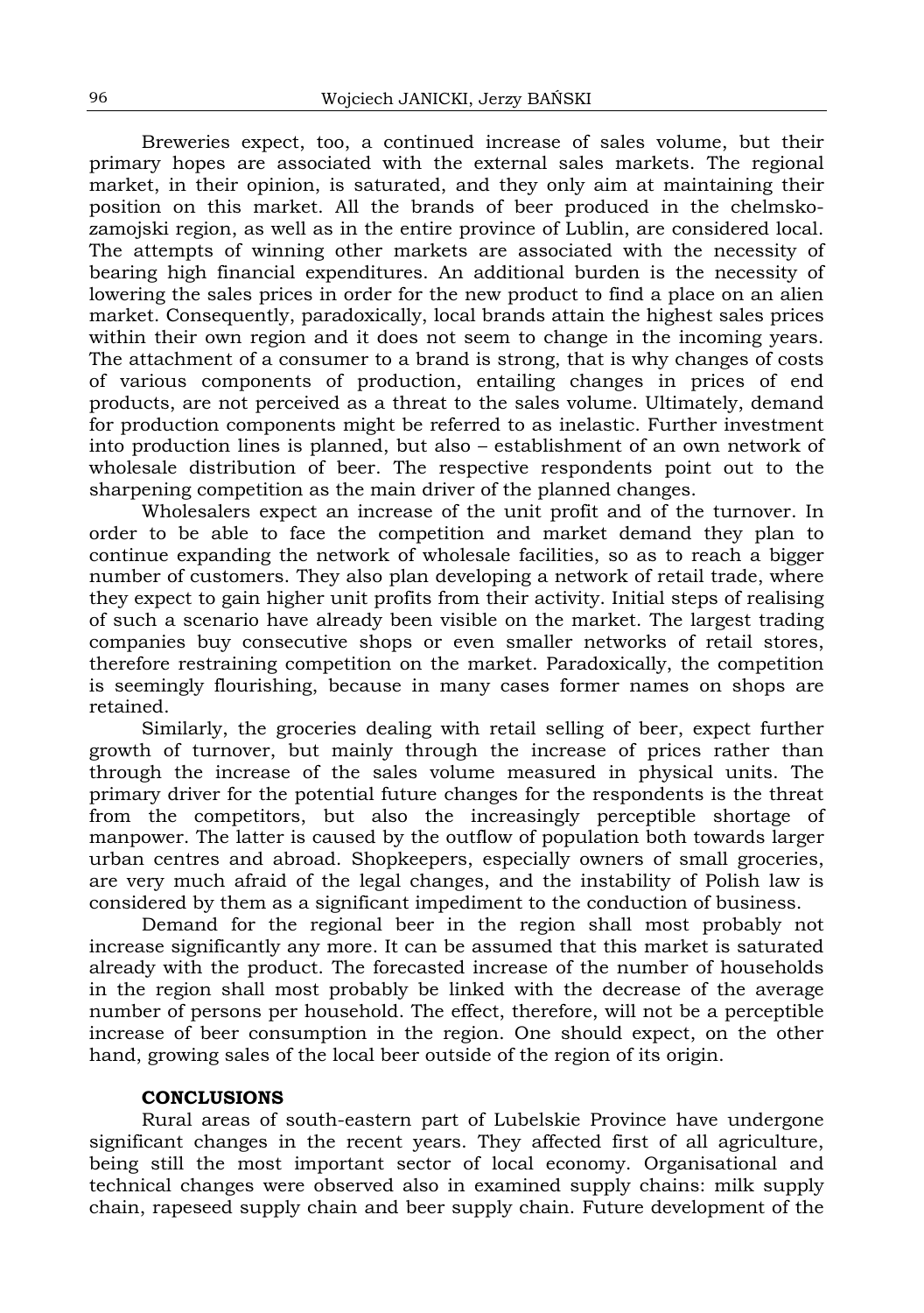Breweries expect, too, a continued increase of sales volume, but their primary hopes are associated with the external sales markets. The regional market, in their opinion, is saturated, and they only aim at maintaining their position on this market. All the brands of beer produced in the chelmsko-zamojski region, as well as in the entire province of Lublin, are considered local. The attempts of winning other markets are associated with the necessity of bearing high financial expenditures. An additional burden is the necessity of lowering the sales prices in order for the new product to find a place on an alien market. Consequently, paradoxically, local brands attain the highest sales prices within their own region and it does not seem to change in the incoming years. The attachment of a consumer to a brand is strong, that is why changes of costs of various components of production, entailing changes in prices of end products, are not perceived as a threat to the sales volume. Ultimately, demand for production components might be referred to as inelastic. Further investment into production lines is planned, but also – establishment of an own network of wholesale distribution of beer. The respective respondents point out to the sharpening competition as the main driver of the planned changes.

Wholesalers expect an increase of the unit profit and of the turnover. In order to be able to face the competition and market demand they plan to continue expanding the network of wholesale facilities, so as to reach a bigger number of customers. They also plan developing a network of retail trade, where they expect to gain higher unit profits from their activity. Initial steps of realising of such a scenario have already been visible on the market. The largest trading companies buy consecutive shops or even smaller networks of retail stores, therefore restraining competition on the market. Paradoxically, the competition is seemingly flourishing, because in many cases former names on shops are retained.

Similarly, the groceries dealing with retail selling of beer, expect further growth of turnover, but mainly through the increase of prices rather than through the increase of the sales volume measured in physical units. The primary driver for the potential future changes for the respondents is the threat from the competitors, but also the increasingly perceptible shortage of manpower. The latter is caused by the outflow of population both towards larger urban centres and abroad. Shopkeepers, especially owners of small groceries, are very much afraid of the legal changes, and the instability of Polish law is considered by them as a significant impediment to the conduction of business.

Demand for the regional beer in the region shall most probably not increase significantly any more. It can be assumed that this market is saturated already with the product. The forecasted increase of the number of households in the region shall most probably be linked with the decrease of the average number of persons per household. The effect, therefore, will not be a perceptible increase of beer consumption in the region. One should expect, on the other hand, growing sales of the local beer outside of the region of its origin.

## CONCLUSIONS

Rural areas of south-eastern part of Lubelskie Province have undergone significant changes in the recent years. They affected first of all agriculture, being still the most important sector of local economy. Organisational and technical changes were observed also in examined supply chains: milk supply chain, rapeseed supply chain and beer supply chain. Future development of the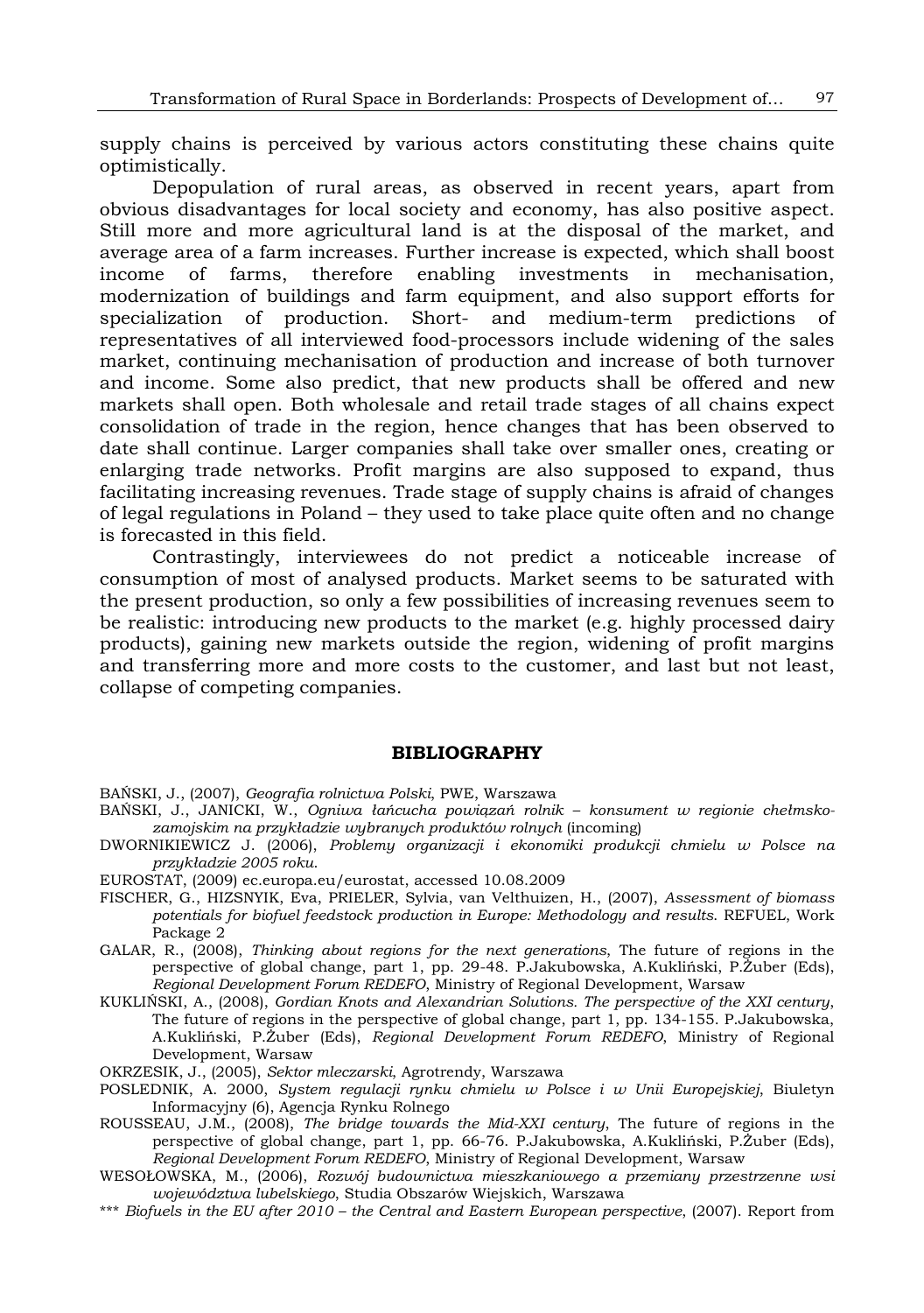supply chains is perceived by various actors constituting these chains quite optimistically.

Depopulation of rural areas, as observed in recent years, apart from obvious disadvantages for local society and economy, has also positive aspect. Still more and more agricultural land is at the disposal of the market, and average area of a farm increases. Further increase is expected, which shall boost income of farms, therefore enabling investments in mechanisation, modernization of buildings and farm equipment, and also support efforts for specialization of production. Short- and medium-term predictions of representatives of all interviewed food-processors include widening of the sales market, continuing mechanisation of production and increase of both turnover and income. Some also predict, that new products shall be offered and new markets shall open. Both wholesale and retail trade stages of all chains expect consolidation of trade in the region, hence changes that has been observed to date shall continue. Larger companies shall take over smaller ones, creating or enlarging trade networks. Profit margins are also supposed to expand, thus facilitating increasing revenues. Trade stage of supply chains is afraid of changes of legal regulations in Poland – they used to take place quite often and no change is forecasted in this field.

Contrastingly, interviewees do not predict a noticeable increase of consumption of most of analysed products. Market seems to be saturated with the present production, so only a few possibilities of increasing revenues seem to be realistic: introducing new products to the market (e.g. highly processed dairy products), gaining new markets outside the region, widening of profit margins and transferring more and more costs to the customer, and last but not least, collapse of competing companies.

## BIBLIOGRAPHY

BAŃSKI, J., (2007), *Geografia rolnictwa Polski*, PWE, Warszawa

BAŃSKI, J., JANICKI, W., *Ogniwa łańcucha powiązań rolnik – konsument w regionie chełmsko-zamojskim na przykładzie wybranych produktów rolnych* (incoming)

DWORNIKIEWICZ J. (2006), *Problemy organizacji i ekonomiki produkcji chmielu w Polsce na przykładzie 2005 roku.*

EUROSTAT, (2009) ec.europa.eu/eurostat, accessed 10.08.2009

FISCHER, G., HIZSNYIK, Eva, PRIELER, Sylvia, van Velthuizen, H., (2007), *Assessment of biomass potentials for biofuel feedstock production in Europe: Methodology and results*. REFUEL, Work Package 2

GALAR, R., (2008), *Thinking about regions for the next generations*, The future of regions in the perspective of global change, part 1, pp. 29-48. P.Jakubowska, A.Kukliński, P.Żuber (Eds), *Regional Development Forum REDEFO*, Ministry of Regional Development, Warsaw

KUKLIŃSKI, A., (2008), *Gordian Knots and Alexandrian Solutions. The perspective of the XXI century*, The future of regions in the perspective of global change, part 1, pp. 134-155. P.Jakubowska, A.Kukliński, P.Żuber (Eds), *Regional Development Forum REDEFO*, Ministry of Regional Development, Warsaw

OKRZESIK, J., (2005), *Sektor mleczarski*, Agrotrendy, Warszawa

POSLEDNIK, A. 2000, *System regulacji rynku chmielu w Polsce i w Unii Europejskiej*, Biuletyn Informacyjny (6), Agencja Rynku Rolnego

ROUSSEAU, J.M., (2008), *The bridge towards the Mid-XXI century*, The future of regions in the perspective of global change, part 1, pp. 66-76. P.Jakubowska, A.Kukliński, P.Żuber (Eds), *Regional Development Forum REDEFO*, Ministry of Regional Development, Warsaw

WESOŁOWSKA, M., (2006), *Rozwój budownictwa mieszkaniowego a przemiany przestrzenne wsi województwa lubelskiego*, Studia Obszarów Wiejskich, Warszawa

*** *Biofuels in the EU after 2010 – the Central and Eastern European perspective*, (2007). Report from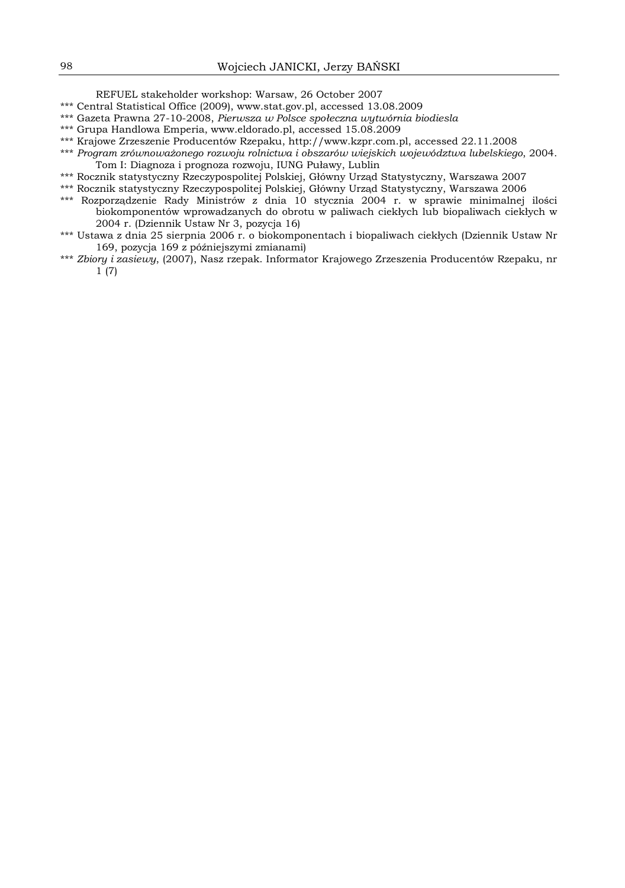REFUEL stakeholder workshop: Warsaw, 26 October 2007

*** Central Statistical Office (2009), www.stat.gov.pl, accessed 13.08.2009

*** Gazeta Prawna 27-10-2008, *Pierwsza w Polsce społeczna wytwórnia biodiesla*

*** Grupa Handlowa Emperia, www.eldorado.pl, accessed 15.08.2009

*** Krajowe Zrzeszenie Producentów Rzepaku, http://www.kzpr.com.pl, accessed 22.11.2008

*** *Program zrównoważonego rozwoju rolnictwa i obszarów wiejskich województwa lubelskiego*, 2004. Tom I: Diagnoza i prognoza rozwoju, IUNG Puławy, Lublin

*** Rocznik statystyczny Rzeczypospolitej Polskiej, Główny Urząd Statystyczny, Warszawa 2007

*** Rocznik statystyczny Rzeczypospolitej Polskiej, Główny Urząd Statystyczny, Warszawa 2006

*** Rozporządzenie Rady Ministrów z dnia 10 stycznia 2004 r. w sprawie minimalnej ilości biokomponentów wprowadzanych do obrotu w paliwach ciekłych lub biopaliwach ciekłych w 2004 r. (Dziennik Ustaw Nr 3, pozycja 16)

*** Ustawa z dnia 25 sierpnia 2006 r. o biokomponentach i biopaliwach ciekłych (Dziennik Ustaw Nr 169, pozycja 169 z późniejszymi zmianami)

*** *Zbiory i zasiewy*, (2007), Nasz rzepak. Informator Krajowego Zrzeszenia Producentów Rzepaku, nr 1 (7)